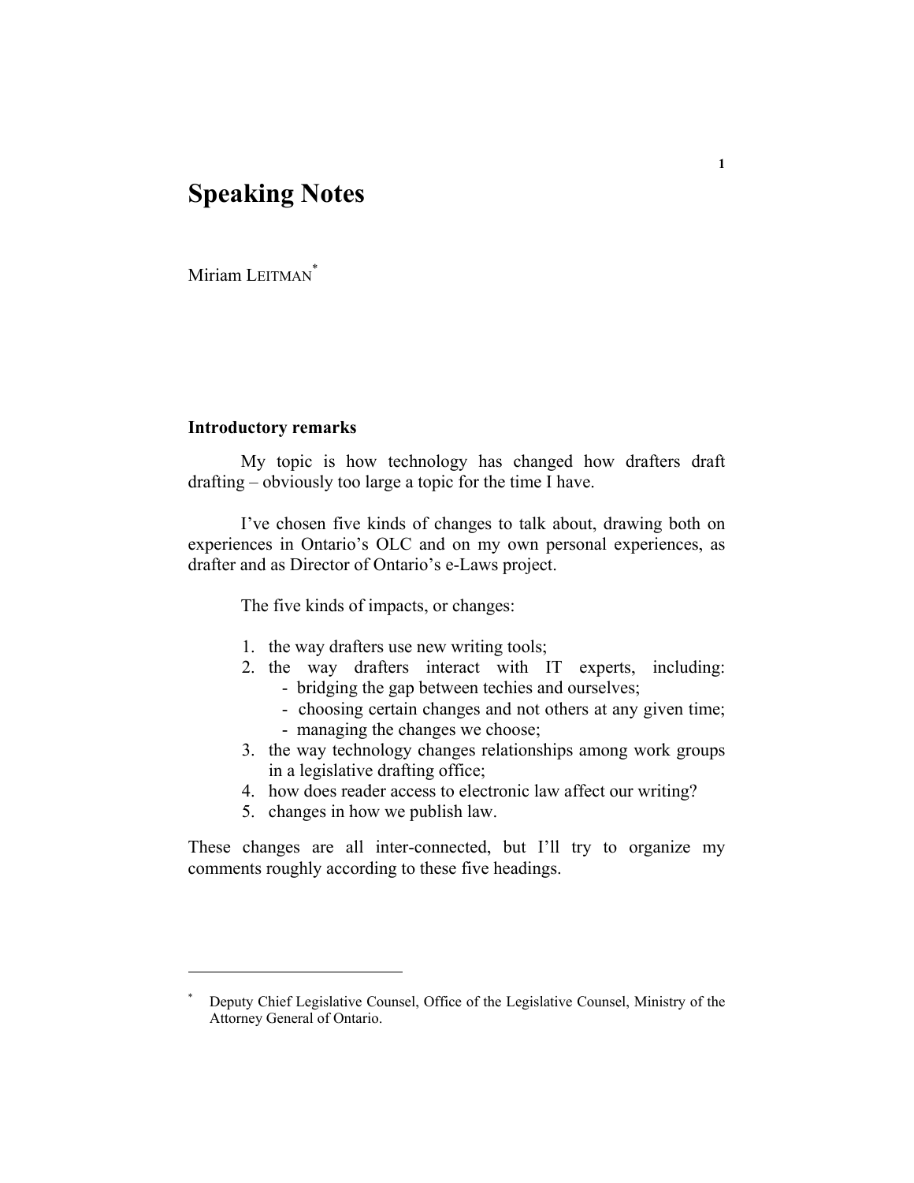# Speaking Notes

Miriam LEITMAN[*]

### Introductory remarks

My topic is how technology has changed how drafters draft drafting – obviously too large a topic for the time I have.

I've chosen five kinds of changes to talk about, drawing both on experiences in Ontario's OLC and on my own personal experiences, as drafter and as Director of Ontario's e-Laws project.

The five kinds of impacts, or changes:

1. the way drafters use new writing tools;
2. the way drafters interact with IT experts, including:
   - bridging the gap between techies and ourselves;
   - choosing certain changes and not others at any given time;
   - managing the changes we choose;
3. the way technology changes relationships among work groups in a legislative drafting office;
4. how does reader access to electronic law affect our writing?
5. changes in how we publish law.

These changes are all inter-connected, but I'll try to organize my comments roughly according to these five headings.

---

[*] Deputy Chief Legislative Counsel, Office of the Legislative Counsel, Ministry of the Attorney General of Ontario.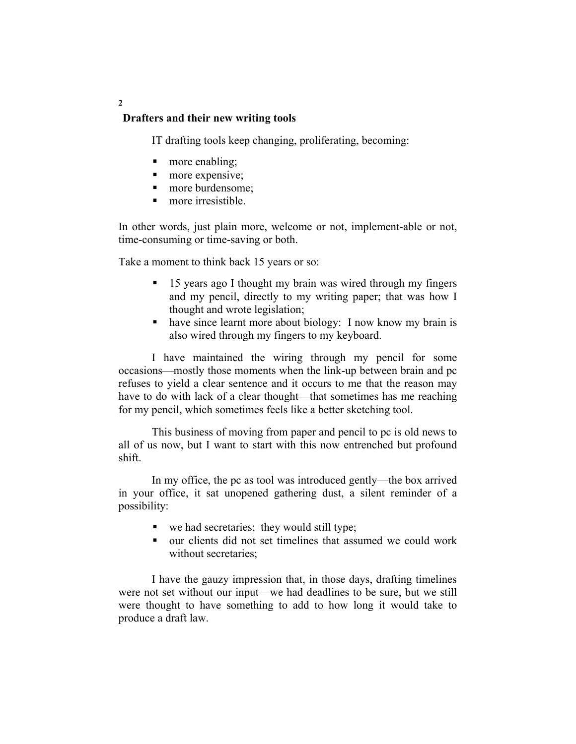## Drafters and their new writing tools

IT drafting tools keep changing, proliferating, becoming:

- more enabling;
- more expensive;
- more burdensome;
- more irresistible.

In other words, just plain more, welcome or not, implement-able or not, time-consuming or time-saving or both.

Take a moment to think back 15 years or so:

- 15 years ago I thought my brain was wired through my fingers and my pencil, directly to my writing paper; that was how I thought and wrote legislation;
- have since learnt more about biology: I now know my brain is also wired through my fingers to my keyboard.

I have maintained the wiring through my pencil for some occasions—mostly those moments when the link-up between brain and pc refuses to yield a clear sentence and it occurs to me that the reason may have to do with lack of a clear thought—that sometimes has me reaching for my pencil, which sometimes feels like a better sketching tool.

This business of moving from paper and pencil to pc is old news to all of us now, but I want to start with this now entrenched but profound shift.

In my office, the pc as tool was introduced gently—the box arrived in your office, it sat unopened gathering dust, a silent reminder of a possibility:

- we had secretaries; they would still type;
- our clients did not set timelines that assumed we could work without secretaries;

I have the gauzy impression that, in those days, drafting timelines were not set without our input—we had deadlines to be sure, but we still were thought to have something to add to how long it would take to produce a draft law.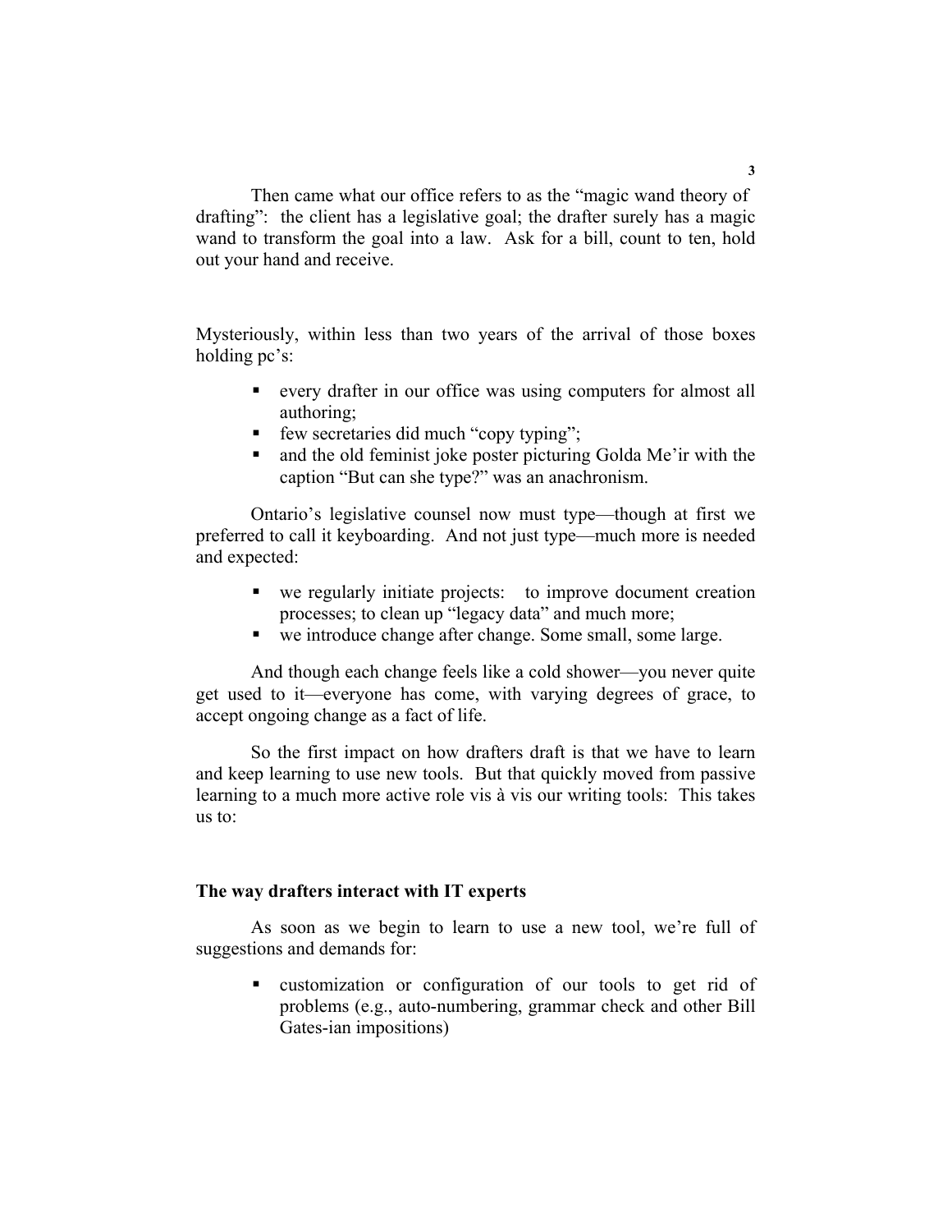Then came what our office refers to as the "magic wand theory of drafting": the client has a legislative goal; the drafter surely has a magic wand to transform the goal into a law. Ask for a bill, count to ten, hold out your hand and receive.

Mysteriously, within less than two years of the arrival of those boxes holding pc's:

- every drafter in our office was using computers for almost all authoring;
- few secretaries did much "copy typing";
- and the old feminist joke poster picturing Golda Me'ir with the caption "But can she type?" was an anachronism.

Ontario's legislative counsel now must type—though at first we preferred to call it keyboarding. And not just type—much more is needed and expected:

- we regularly initiate projects: to improve document creation processes; to clean up "legacy data" and much more;
- we introduce change after change. Some small, some large.

And though each change feels like a cold shower—you never quite get used to it—everyone has come, with varying degrees of grace, to accept ongoing change as a fact of life.

So the first impact on how drafters draft is that we have to learn and keep learning to use new tools. But that quickly moved from passive learning to a much more active role vis à vis our writing tools: This takes us to:

**The way drafters interact with IT experts**

As soon as we begin to learn to use a new tool, we're full of suggestions and demands for:

- customization or configuration of our tools to get rid of problems (e.g., auto-numbering, grammar check and other Bill Gates-ian impositions)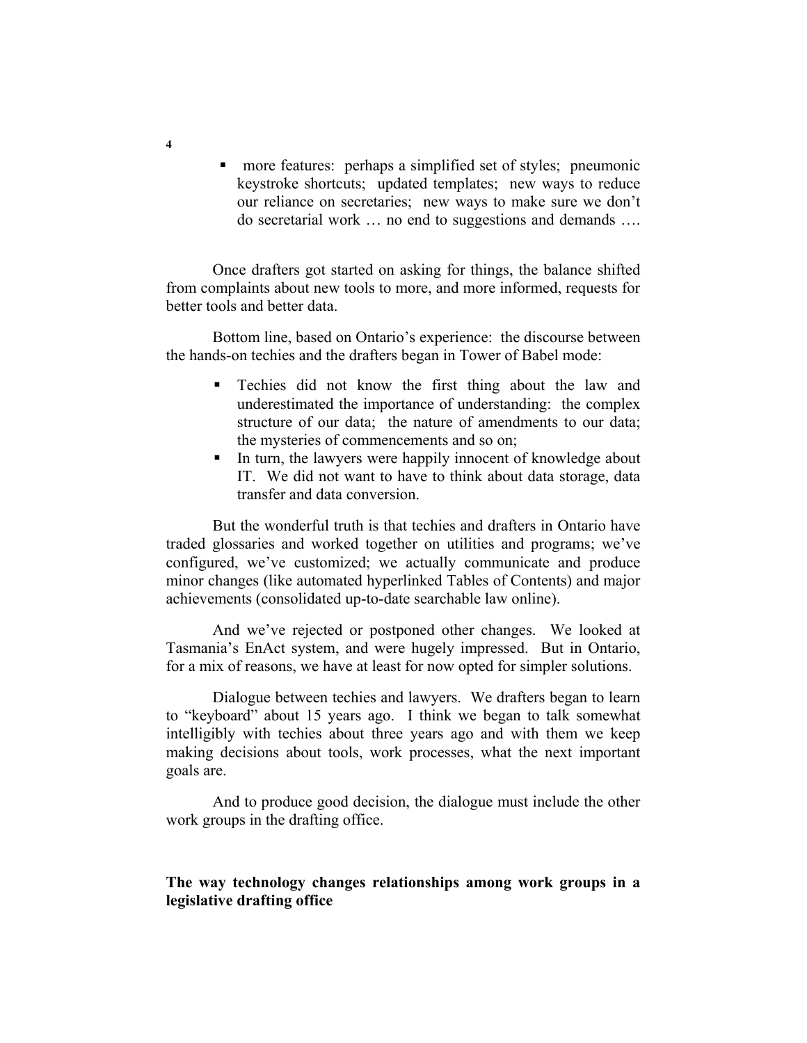- more features: perhaps a simplified set of styles; pneumonic keystroke shortcuts; updated templates; new ways to reduce our reliance on secretaries; new ways to make sure we don't do secretarial work … no end to suggestions and demands ….

Once drafters got started on asking for things, the balance shifted from complaints about new tools to more, and more informed, requests for better tools and better data.

Bottom line, based on Ontario's experience: the discourse between the hands-on techies and the drafters began in Tower of Babel mode:

- Techies did not know the first thing about the law and underestimated the importance of understanding: the complex structure of our data; the nature of amendments to our data; the mysteries of commencements and so on;
- In turn, the lawyers were happily innocent of knowledge about IT. We did not want to have to think about data storage, data transfer and data conversion.

But the wonderful truth is that techies and drafters in Ontario have traded glossaries and worked together on utilities and programs; we've configured, we've customized; we actually communicate and produce minor changes (like automated hyperlinked Tables of Contents) and major achievements (consolidated up-to-date searchable law online).

And we've rejected or postponed other changes. We looked at Tasmania's EnAct system, and were hugely impressed. But in Ontario, for a mix of reasons, we have at least for now opted for simpler solutions.

Dialogue between techies and lawyers. We drafters began to learn to "keyboard" about 15 years ago. I think we began to talk somewhat intelligibly with techies about three years ago and with them we keep making decisions about tools, work processes, what the next important goals are.

And to produce good decision, the dialogue must include the other work groups in the drafting office.

**The way technology changes relationships among work groups in a legislative drafting office**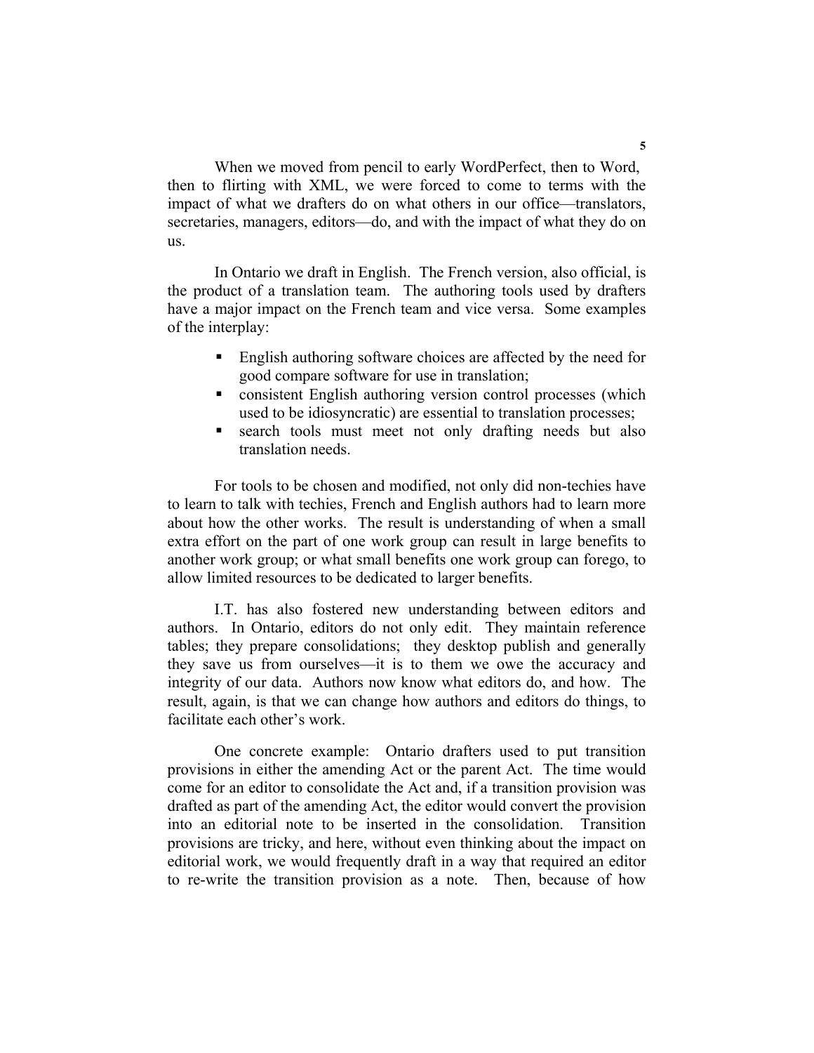When we moved from pencil to early WordPerfect, then to Word, then to flirting with XML, we were forced to come to terms with the impact of what we drafters do on what others in our office—translators, secretaries, managers, editors—do, and with the impact of what they do on us.

In Ontario we draft in English. The French version, also official, is the product of a translation team. The authoring tools used by drafters have a major impact on the French team and vice versa. Some examples of the interplay:

- English authoring software choices are affected by the need for good compare software for use in translation;
- consistent English authoring version control processes (which used to be idiosyncratic) are essential to translation processes;
- search tools must meet not only drafting needs but also translation needs.

For tools to be chosen and modified, not only did non-techies have to learn to talk with techies, French and English authors had to learn more about how the other works. The result is understanding of when a small extra effort on the part of one work group can result in large benefits to another work group; or what small benefits one work group can forego, to allow limited resources to be dedicated to larger benefits.

I.T. has also fostered new understanding between editors and authors. In Ontario, editors do not only edit. They maintain reference tables; they prepare consolidations; they desktop publish and generally they save us from ourselves—it is to them we owe the accuracy and integrity of our data. Authors now know what editors do, and how. The result, again, is that we can change how authors and editors do things, to facilitate each other's work.

One concrete example: Ontario drafters used to put transition provisions in either the amending Act or the parent Act. The time would come for an editor to consolidate the Act and, if a transition provision was drafted as part of the amending Act, the editor would convert the provision into an editorial note to be inserted in the consolidation. Transition provisions are tricky, and here, without even thinking about the impact on editorial work, we would frequently draft in a way that required an editor to re-write the transition provision as a note. Then, because of how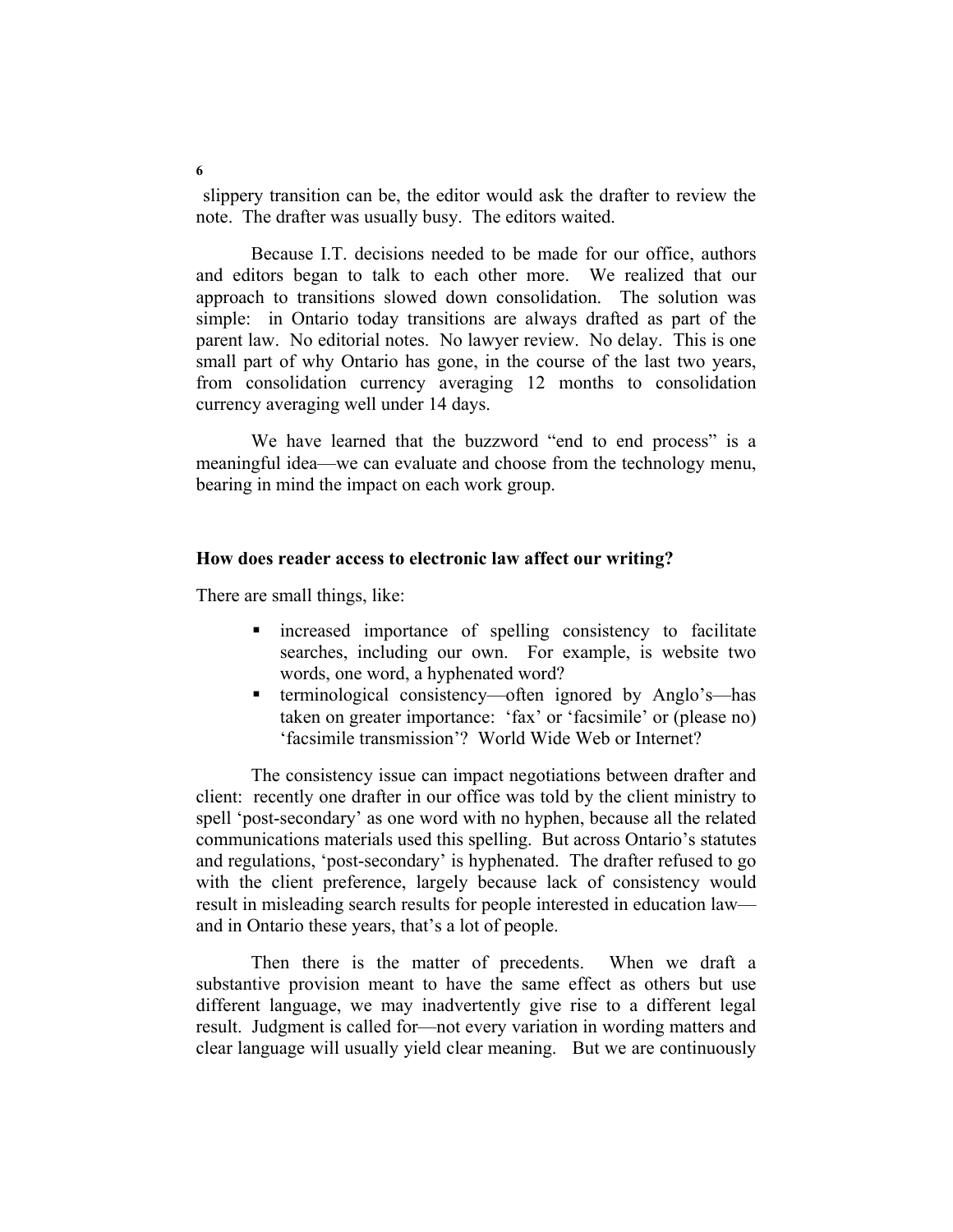slippery transition can be, the editor would ask the drafter to review the note. The drafter was usually busy. The editors waited.

Because I.T. decisions needed to be made for our office, authors and editors began to talk to each other more. We realized that our approach to transitions slowed down consolidation. The solution was simple: in Ontario today transitions are always drafted as part of the parent law. No editorial notes. No lawyer review. No delay. This is one small part of why Ontario has gone, in the course of the last two years, from consolidation currency averaging 12 months to consolidation currency averaging well under 14 days.

We have learned that the buzzword "end to end process" is a meaningful idea—we can evaluate and choose from the technology menu, bearing in mind the impact on each work group.

**How does reader access to electronic law affect our writing?**

There are small things, like:

- increased importance of spelling consistency to facilitate searches, including our own. For example, is website two words, one word, a hyphenated word?
- terminological consistency—often ignored by Anglo's—has taken on greater importance: 'fax' or 'facsimile' or (please no) 'facsimile transmission'? World Wide Web or Internet?

The consistency issue can impact negotiations between drafter and client: recently one drafter in our office was told by the client ministry to spell 'post-secondary' as one word with no hyphen, because all the related communications materials used this spelling. But across Ontario's statutes and regulations, 'post-secondary' is hyphenated. The drafter refused to go with the client preference, largely because lack of consistency would result in misleading search results for people interested in education law—and in Ontario these years, that's a lot of people.

Then there is the matter of precedents. When we draft a substantive provision meant to have the same effect as others but use different language, we may inadvertently give rise to a different legal result. Judgment is called for—not every variation in wording matters and clear language will usually yield clear meaning. But we are continuously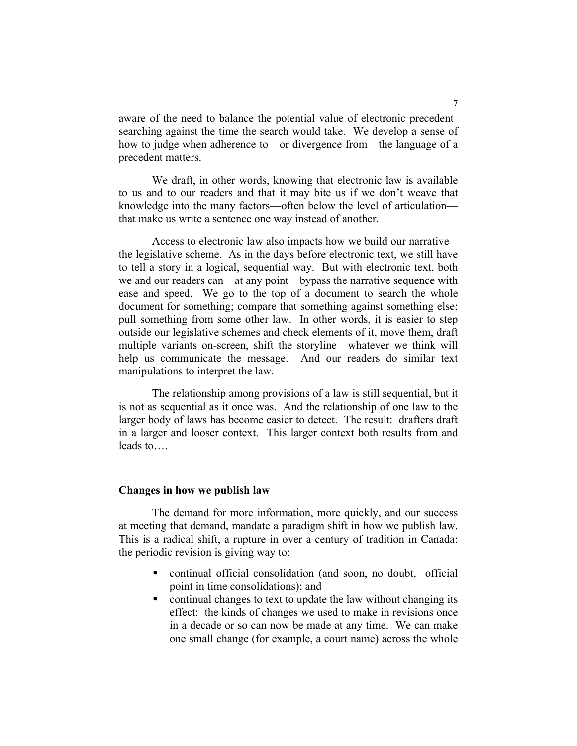aware of the need to balance the potential value of electronic precedent searching against the time the search would take. We develop a sense of how to judge when adherence to—or divergence from—the language of a precedent matters.

We draft, in other words, knowing that electronic law is available to us and to our readers and that it may bite us if we don't weave that knowledge into the many factors—often below the level of articulation—that make us write a sentence one way instead of another.

Access to electronic law also impacts how we build our narrative – the legislative scheme. As in the days before electronic text, we still have to tell a story in a logical, sequential way. But with electronic text, both we and our readers can—at any point—bypass the narrative sequence with ease and speed. We go to the top of a document to search the whole document for something; compare that something against something else; pull something from some other law. In other words, it is easier to step outside our legislative schemes and check elements of it, move them, draft multiple variants on-screen, shift the storyline—whatever we think will help us communicate the message. And our readers do similar text manipulations to interpret the law.

The relationship among provisions of a law is still sequential, but it is not as sequential as it once was. And the relationship of one law to the larger body of laws has become easier to detect. The result: drafters draft in a larger and looser context. This larger context both results from and leads to….

**Changes in how we publish law**

The demand for more information, more quickly, and our success at meeting that demand, mandate a paradigm shift in how we publish law. This is a radical shift, a rupture in over a century of tradition in Canada: the periodic revision is giving way to:

- continual official consolidation (and soon, no doubt, official point in time consolidations); and
- continual changes to text to update the law without changing its effect: the kinds of changes we used to make in revisions once in a decade or so can now be made at any time. We can make one small change (for example, a court name) across the whole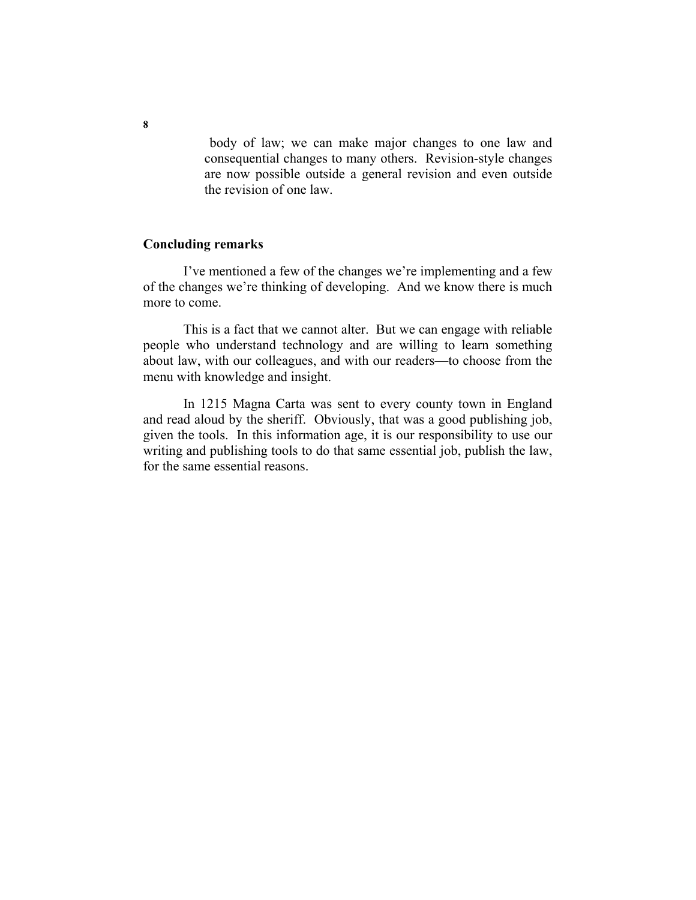body of law; we can make major changes to one law and consequential changes to many others. Revision-style changes are now possible outside a general revision and even outside the revision of one law.

## Concluding remarks

I've mentioned a few of the changes we're implementing and a few of the changes we're thinking of developing. And we know there is much more to come.

This is a fact that we cannot alter. But we can engage with reliable people who understand technology and are willing to learn something about law, with our colleagues, and with our readers—to choose from the menu with knowledge and insight.

In 1215 Magna Carta was sent to every county town in England and read aloud by the sheriff. Obviously, that was a good publishing job, given the tools. In this information age, it is our responsibility to use our writing and publishing tools to do that same essential job, publish the law, for the same essential reasons.